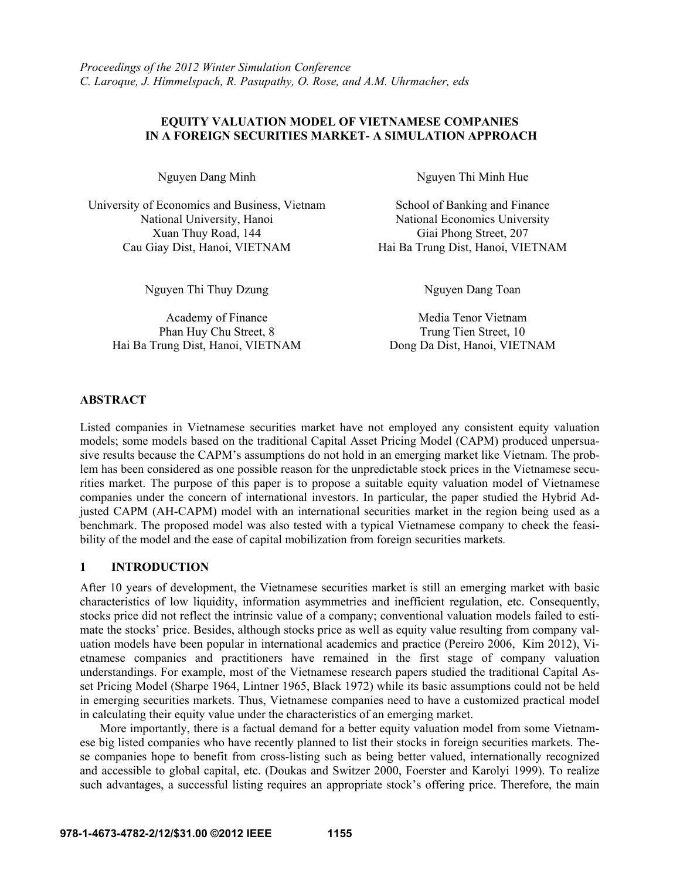*Proceedings of the 2012 Winter Simulation Conference*
*C. Laroque, J. Himmelspach, R. Pasupathy, O. Rose, and A.M. Uhrmacher, eds*

# EQUITY VALUATION MODEL OF VIETNAMESE COMPANIES IN A FOREIGN SECURITIES MARKET- A SIMULATION APPROACH

Nguyen Dang Minh

University of Economics and Business, Vietnam
National University, Hanoi
Xuan Thuy Road, 144
Cau Giay Dist, Hanoi, VIETNAM

Nguyen Thi Minh Hue

School of Banking and Finance
National Economics University
Giai Phong Street, 207
Hai Ba Trung Dist, Hanoi, VIETNAM

Nguyen Thi Thuy Dzung

Academy of Finance
Phan Huy Chu Street, 8
Hai Ba Trung Dist, Hanoi, VIETNAM

Nguyen Dang Toan

Media Tenor Vietnam
Trung Tien Street, 10
Dong Da Dist, Hanoi, VIETNAM

## ABSTRACT

Listed companies in Vietnamese securities market have not employed any consistent equity valuation models; some models based on the traditional Capital Asset Pricing Model (CAPM) produced unpersuasive results because the CAPM's assumptions do not hold in an emerging market like Vietnam. The problem has been considered as one possible reason for the unpredictable stock prices in the Vietnamese securities market. The purpose of this paper is to propose a suitable equity valuation model of Vietnamese companies under the concern of international investors. In particular, the paper studied the Hybrid Adjusted CAPM (AH-CAPM) model with an international securities market in the region being used as a benchmark. The proposed model was also tested with a typical Vietnamese company to check the feasibility of the model and the ease of capital mobilization from foreign securities markets.

## 1 INTRODUCTION

After 10 years of development, the Vietnamese securities market is still an emerging market with basic characteristics of low liquidity, information asymmetries and inefficient regulation, etc. Consequently, stocks price did not reflect the intrinsic value of a company; conventional valuation models failed to estimate the stocks' price. Besides, although stocks price as well as equity value resulting from company valuation models have been popular in international academics and practice (Pereiro 2006, Kim 2012), Vietnamese companies and practitioners have remained in the first stage of company valuation understandings. For example, most of the Vietnamese research papers studied the traditional Capital Asset Pricing Model (Sharpe 1964, Lintner 1965, Black 1972) while its basic assumptions could not be held in emerging securities markets. Thus, Vietnamese companies need to have a customized practical model in calculating their equity value under the characteristics of an emerging market.

More importantly, there is a factual demand for a better equity valuation model from some Vietnamese big listed companies who have recently planned to list their stocks in foreign securities markets. These companies hope to benefit from cross-listing such as being better valued, internationally recognized and accessible to global capital, etc. (Doukas and Switzer 2000, Foerster and Karolyi 1999). To realize such advantages, a successful listing requires an appropriate stock's offering price. Therefore, the main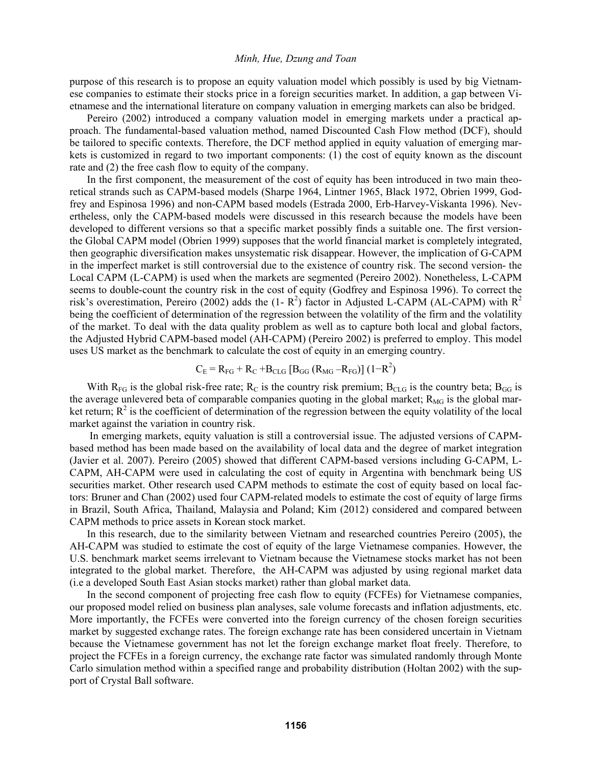purpose of this research is to propose an equity valuation model which possibly is used by big Vietnamese companies to estimate their stocks price in a foreign securities market. In addition, a gap between Vietnamese and the international literature on company valuation in emerging markets can also be bridged.

Pereiro (2002) introduced a company valuation model in emerging markets under a practical approach. The fundamental-based valuation method, named Discounted Cash Flow method (DCF), should be tailored to specific contexts. Therefore, the DCF method applied in equity valuation of emerging markets is customized in regard to two important components: (1) the cost of equity known as the discount rate and (2) the free cash flow to equity of the company.

In the first component, the measurement of the cost of equity has been introduced in two main theoretical strands such as CAPM-based models (Sharpe 1964, Lintner 1965, Black 1972, Obrien 1999, Godfrey and Espinosa 1996) and non-CAPM based models (Estrada 2000, Erb-Harvey-Viskanta 1996). Nevertheless, only the CAPM-based models were discussed in this research because the models have been developed to different versions so that a specific market possibly finds a suitable one. The first version- the Global CAPM model (Obrien 1999) supposes that the world financial market is completely integrated, then geographic diversification makes unsystematic risk disappear. However, the implication of G-CAPM in the imperfect market is still controversial due to the existence of country risk. The second version- the Local CAPM (L-CAPM) is used when the markets are segmented (Pereiro 2002). Nonetheless, L-CAPM seems to double-count the country risk in the cost of equity (Godfrey and Espinosa 1996). To correct the risk's overestimation, Pereiro (2002) adds the (1- $R^2$) factor in Adjusted L-CAPM (AL-CAPM) with $R^2$ being the coefficient of determination of the regression between the volatility of the firm and the volatility of the market. To deal with the data quality problem as well as to capture both local and global factors, the Adjusted Hybrid CAPM-based model (AH-CAPM) (Pereiro 2002) is preferred to employ. This model uses US market as the benchmark to calculate the cost of equity in an emerging country.

$$C_E = R_{FG} + R_C + B_{CLG}\,[B_{GG}\,(R_{MG} - R_{FG})]\,(1 - R^2)$$

With $R_{FG}$ is the global risk-free rate; $R_C$ is the country risk premium; $B_{CLG}$ is the country beta; $B_{GG}$ is the average unlevered beta of comparable companies quoting in the global market; $R_{MG}$ is the global market return; $R^2$ is the coefficient of determination of the regression between the equity volatility of the local market against the variation in country risk.

In emerging markets, equity valuation is still a controversial issue. The adjusted versions of CAPM-based method has been made based on the availability of local data and the degree of market integration (Javier et al. 2007). Pereiro (2005) showed that different CAPM-based versions including G-CAPM, L-CAPM, AH-CAPM were used in calculating the cost of equity in Argentina with benchmark being US securities market. Other research used CAPM methods to estimate the cost of equity based on local factors: Bruner and Chan (2002) used four CAPM-related models to estimate the cost of equity of large firms in Brazil, South Africa, Thailand, Malaysia and Poland; Kim (2012) considered and compared between CAPM methods to price assets in Korean stock market.

In this research, due to the similarity between Vietnam and researched countries Pereiro (2005), the AH-CAPM was studied to estimate the cost of equity of the large Vietnamese companies. However, the U.S. benchmark market seems irrelevant to Vietnam because the Vietnamese stocks market has not been integrated to the global market. Therefore, the AH-CAPM was adjusted by using regional market data (i.e a developed South East Asian stocks market) rather than global market data.

In the second component of projecting free cash flow to equity (FCFEs) for Vietnamese companies, our proposed model relied on business plan analyses, sale volume forecasts and inflation adjustments, etc. More importantly, the FCFEs were converted into the foreign currency of the chosen foreign securities market by suggested exchange rates. The foreign exchange rate has been considered uncertain in Vietnam because the Vietnamese government has not let the foreign exchange market float freely. Therefore, to project the FCFEs in a foreign currency, the exchange rate factor was simulated randomly through Monte Carlo simulation method within a specified range and probability distribution (Holtan 2002) with the support of Crystal Ball software.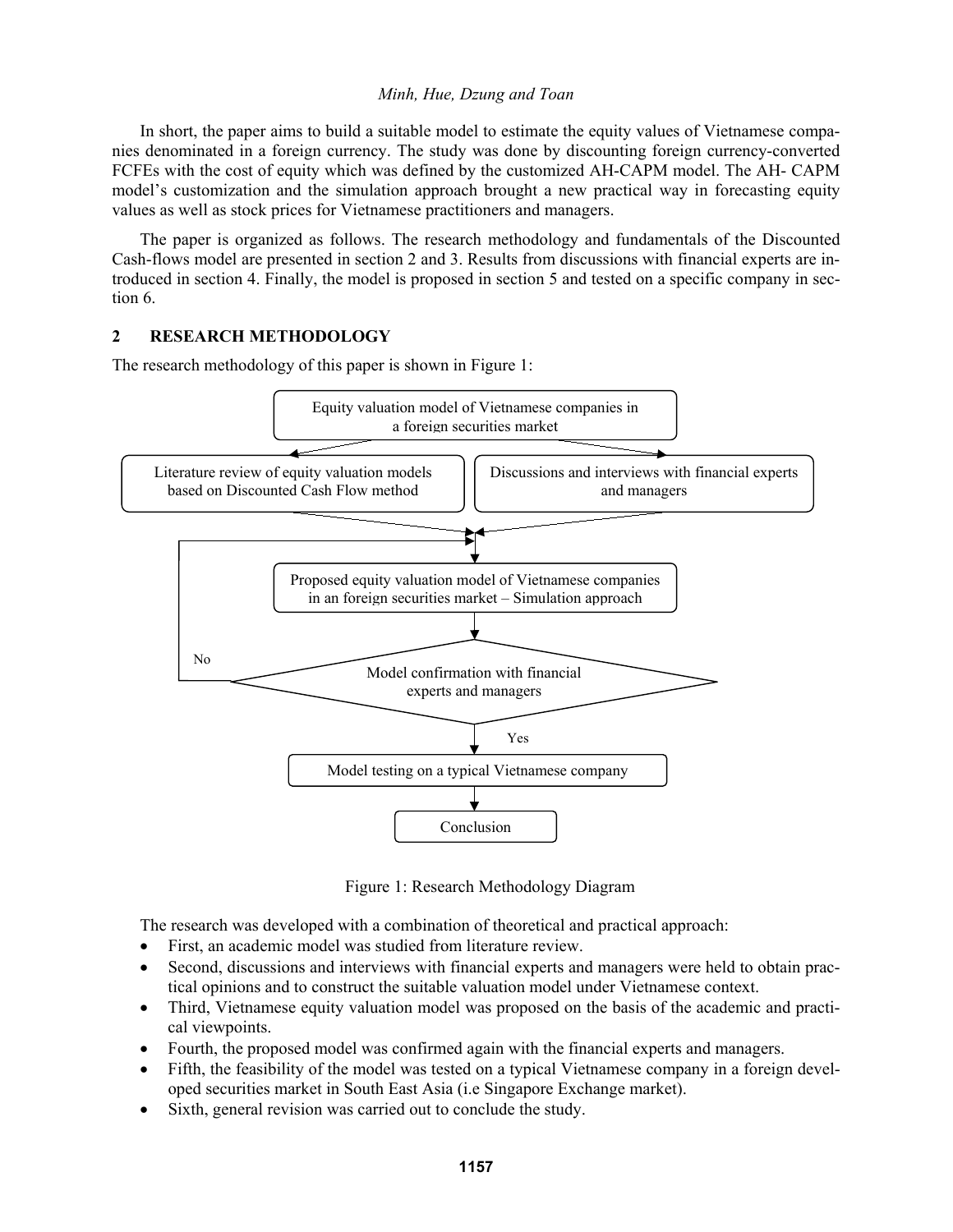In short, the paper aims to build a suitable model to estimate the equity values of Vietnamese companies denominated in a foreign currency. The study was done by discounting foreign currency-converted FCFEs with the cost of equity which was defined by the customized AH-CAPM model. The AH- CAPM model's customization and the simulation approach brought a new practical way in forecasting equity values as well as stock prices for Vietnamese practitioners and managers.

The paper is organized as follows. The research methodology and fundamentals of the Discounted Cash-flows model are presented in section 2 and 3. Results from discussions with financial experts are introduced in section 4. Finally, the model is proposed in section 5 and tested on a specific company in section 6.

## 2 RESEARCH METHODOLOGY

The research methodology of this paper is shown in Figure 1:

Equity valuation model of Vietnamese companies in a foreign securities market

Literature review of equity valuation models based on Discounted Cash Flow method

Discussions and interviews with financial experts and managers

Proposed equity valuation model of Vietnamese companies in an foreign securities market – Simulation approach

Model confirmation with financial experts and managers

No

Yes

Model testing on a typical Vietnamese company

Conclusion

Figure 1: Research Methodology Diagram

The research was developed with a combination of theoretical and practical approach:

- First, an academic model was studied from literature review.
- Second, discussions and interviews with financial experts and managers were held to obtain practical opinions and to construct the suitable valuation model under Vietnamese context.
- Third, Vietnamese equity valuation model was proposed on the basis of the academic and practical viewpoints.
- Fourth, the proposed model was confirmed again with the financial experts and managers.
- Fifth, the feasibility of the model was tested on a typical Vietnamese company in a foreign developed securities market in South East Asia (i.e Singapore Exchange market).
- Sixth, general revision was carried out to conclude the study.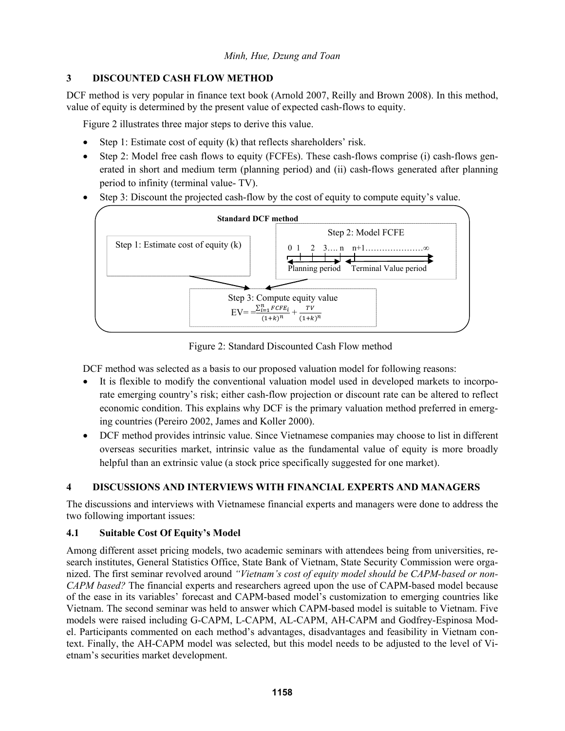## 3 DISCOUNTED CASH FLOW METHOD

DCF method is very popular in finance text book (Arnold 2007, Reilly and Brown 2008). In this method, value of equity is determined by the present value of expected cash-flows to equity.

Figure 2 illustrates three major steps to derive this value.

- Step 1: Estimate cost of equity (k) that reflects shareholders' risk.
- Step 2: Model free cash flows to equity (FCFEs). These cash-flows comprise (i) cash-flows generated in short and medium term (planning period) and (ii) cash-flows generated after planning period to infinity (terminal value- TV).
- Step 3: Discount the projected cash-flow by the cost of equity to compute equity's value.

**Standard DCF method**

Step 1: Estimate cost of equity (k)

Step 2: Model FCFE

0 1 2 3…. n n+1…………………∞

Planning period Terminal Value period

Step 3: Compute equity value

$$EV = \frac{\sum_{i=1}^{n} FCFE_i}{(1+k)^n} + \frac{TV}{(1+k)^n}$$

Figure 2: Standard Discounted Cash Flow method

DCF method was selected as a basis to our proposed valuation model for following reasons:

- It is flexible to modify the conventional valuation model used in developed markets to incorporate emerging country's risk; either cash-flow projection or discount rate can be altered to reflect economic condition. This explains why DCF is the primary valuation method preferred in emerging countries (Pereiro 2002, James and Koller 2000).
- DCF method provides intrinsic value. Since Vietnamese companies may choose to list in different overseas securities market, intrinsic value as the fundamental value of equity is more broadly helpful than an extrinsic value (a stock price specifically suggested for one market).

## 4 DISCUSSIONS AND INTERVIEWS WITH FINANCIAL EXPERTS AND MANAGERS

The discussions and interviews with Vietnamese financial experts and managers were done to address the two following important issues:

### 4.1 Suitable Cost Of Equity's Model

Among different asset pricing models, two academic seminars with attendees being from universities, research institutes, General Statistics Office, State Bank of Vietnam, State Security Commission were organized. The first seminar revolved around *"Vietnam's cost of equity model should be CAPM-based or non-CAPM based?* The financial experts and researchers agreed upon the use of CAPM-based model because of the ease in its variables' forecast and CAPM-based model's customization to emerging countries like Vietnam. The second seminar was held to answer which CAPM-based model is suitable to Vietnam. Five models were raised including G-CAPM, L-CAPM, AL-CAPM, AH-CAPM and Godfrey-Espinosa Model. Participants commented on each method's advantages, disadvantages and feasibility in Vietnam context. Finally, the AH-CAPM model was selected, but this model needs to be adjusted to the level of Vietnam's securities market development.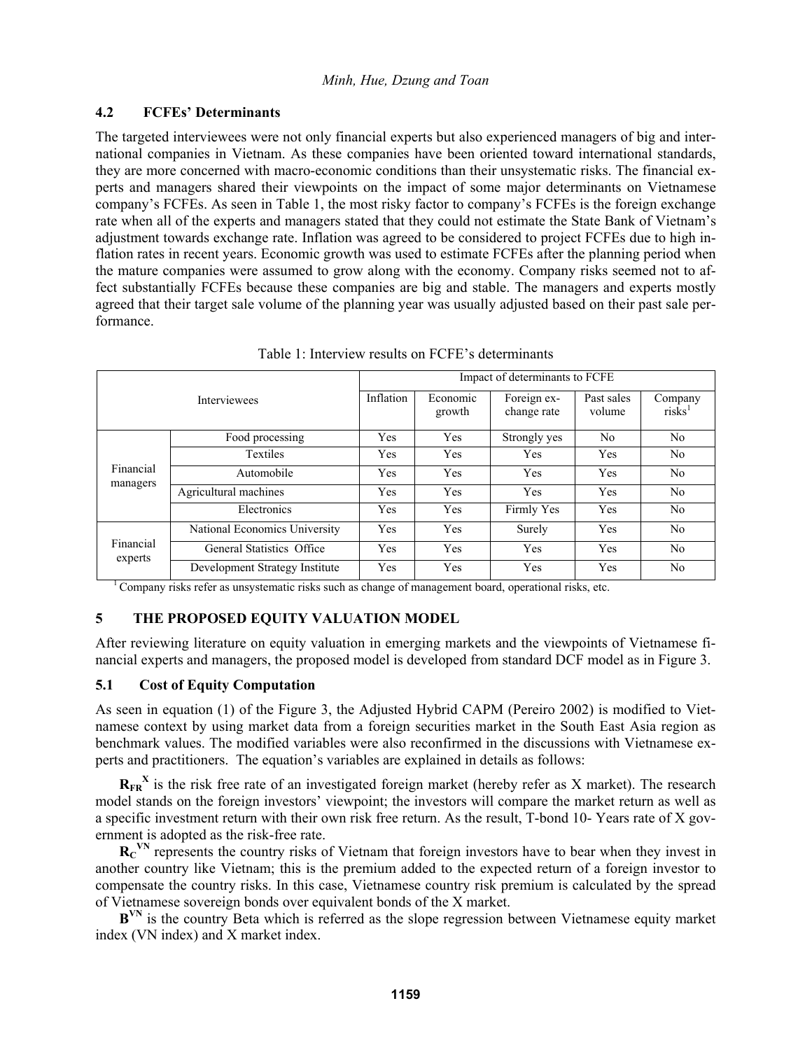### 4.2 FCFEs' Determinants

The targeted interviewees were not only financial experts but also experienced managers of big and international companies in Vietnam. As these companies have been oriented toward international standards, they are more concerned with macro-economic conditions than their unsystematic risks. The financial experts and managers shared their viewpoints on the impact of some major determinants on Vietnamese company's FCFEs. As seen in Table 1, the most risky factor to company's FCFEs is the foreign exchange rate when all of the experts and managers stated that they could not estimate the State Bank of Vietnam's adjustment towards exchange rate. Inflation was agreed to be considered to project FCFEs due to high inflation rates in recent years. Economic growth was used to estimate FCFEs after the planning period when the mature companies were assumed to grow along with the economy. Company risks seemed not to affect substantially FCFEs because these companies are big and stable. The managers and experts mostly agreed that their target sale volume of the planning year was usually adjusted based on their past sale performance.

Table 1: Interview results on FCFE's determinants

| Interviewees | | Impact of determinants to FCFE | | | | |
|---|---|---|---|---|---|---|
| | | Inflation | Economic growth | Foreign exchange rate | Past sales volume | Company risks[1] |
| Financial managers | Food processing | Yes | Yes | Strongly yes | No | No |
| | Textiles | Yes | Yes | Yes | Yes | No |
| | Automobile | Yes | Yes | Yes | Yes | No |
| | Agricultural machines | Yes | Yes | Yes | Yes | No |
| | Electronics | Yes | Yes | Firmly Yes | Yes | No |
| Financial experts | National Economics University | Yes | Yes | Surely | Yes | No |
| | General Statistics Office | Yes | Yes | Yes | Yes | No |
| | Development Strategy Institute | Yes | Yes | Yes | Yes | No |

[1] Company risks refer as unsystematic risks such as change of management board, operational risks, etc.

## 5 THE PROPOSED EQUITY VALUATION MODEL

After reviewing literature on equity valuation in emerging markets and the viewpoints of Vietnamese financial experts and managers, the proposed model is developed from standard DCF model as in Figure 3.

### 5.1 Cost of Equity Computation

As seen in equation (1) of the Figure 3, the Adjusted Hybrid CAPM (Pereiro 2002) is modified to Vietnamese context by using market data from a foreign securities market in the South East Asia region as benchmark values. The modified variables were also reconfirmed in the discussions with Vietnamese experts and practitioners. The equation's variables are explained in details as follows:

$\mathbf{R_{FR}^{X}}$ is the risk free rate of an investigated foreign market (hereby refer as X market). The research model stands on the foreign investors' viewpoint; the investors will compare the market return as well as a specific investment return with their own risk free return. As the result, T-bond 10- Years rate of X government is adopted as the risk-free rate.

$\mathbf{R_{C}^{VN}}$ represents the country risks of Vietnam that foreign investors have to bear when they invest in another country like Vietnam; this is the premium added to the expected return of a foreign investor to compensate the country risks. In this case, Vietnamese country risk premium is calculated by the spread of Vietnamese sovereign bonds over equivalent bonds of the X market.

$\mathbf{B^{VN}}$ is the country Beta which is referred as the slope regression between Vietnamese equity market index (VN index) and X market index.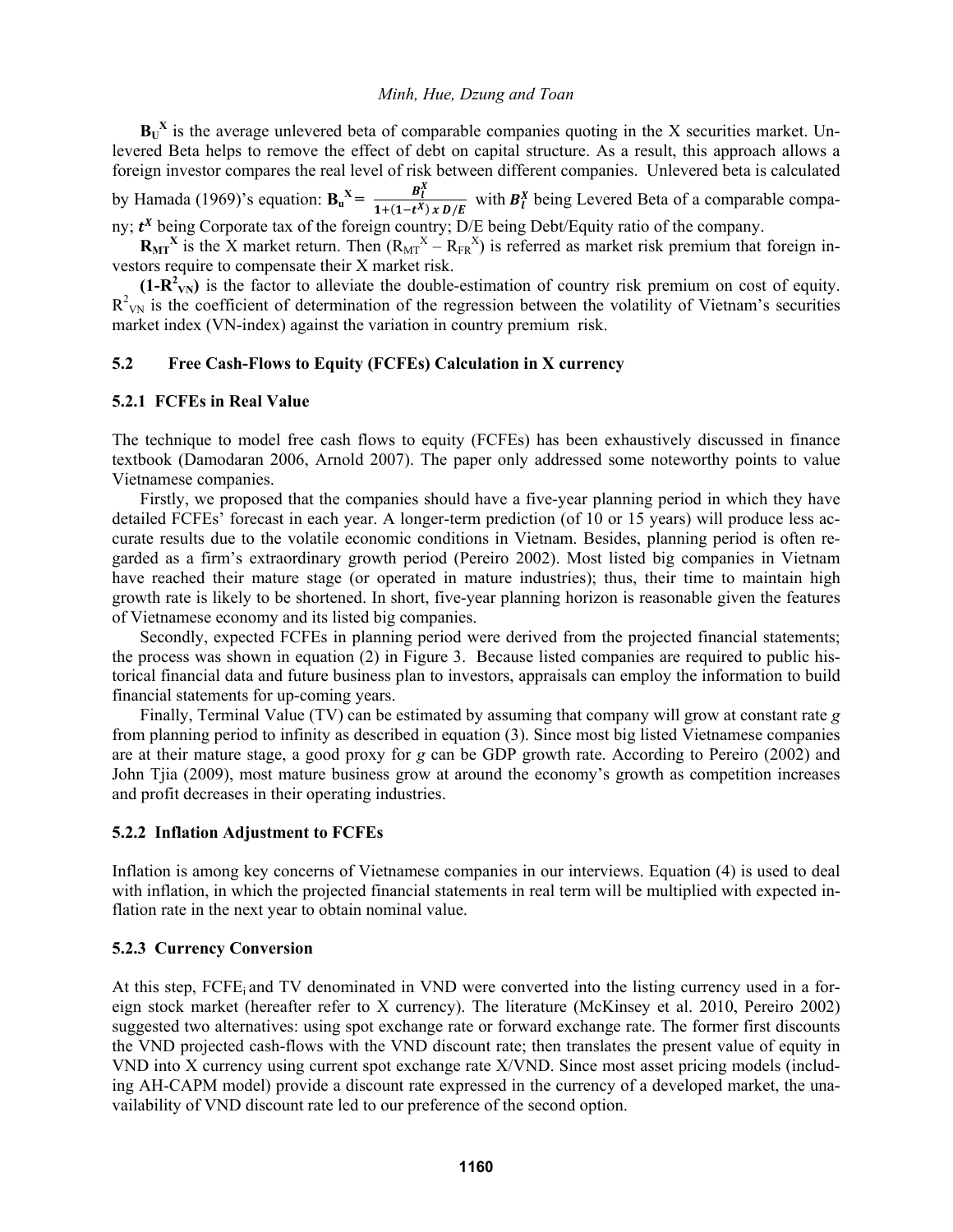**$B_U^X$** is the average unlevered beta of comparable companies quoting in the X securities market. Unlevered Beta helps to remove the effect of debt on capital structure. As a result, this approach allows a foreign investor compares the real level of risk between different companies. Unlevered beta is calculated by Hamada (1969)'s equation: $\mathbf{B_u^X} = \frac{B_l^X}{1+(1-t^X)\; x\; D/E}$ with $B_l^X$ being Levered Beta of a comparable company; $t^X$ being Corporate tax of the foreign country; D/E being Debt/Equity ratio of the company.

**$R_{MT}^X$** is the X market return. Then $(R_{MT}^X - R_{FR}^X)$ is referred as market risk premium that foreign investors require to compensate their X market risk.

**$(1-R^2_{VN})$** is the factor to alleviate the double-estimation of country risk premium on cost of equity. $R^2_{VN}$ is the coefficient of determination of the regression between the volatility of Vietnam's securities market index (VN-index) against the variation in country premium risk.

### 5.2 Free Cash-Flows to Equity (FCFEs) Calculation in X currency

#### 5.2.1 FCFEs in Real Value

The technique to model free cash flows to equity (FCFEs) has been exhaustively discussed in finance textbook (Damodaran 2006, Arnold 2007). The paper only addressed some noteworthy points to value Vietnamese companies.

Firstly, we proposed that the companies should have a five-year planning period in which they have detailed FCFEs' forecast in each year. A longer-term prediction (of 10 or 15 years) will produce less accurate results due to the volatile economic conditions in Vietnam. Besides, planning period is often regarded as a firm's extraordinary growth period (Pereiro 2002). Most listed big companies in Vietnam have reached their mature stage (or operated in mature industries); thus, their time to maintain high growth rate is likely to be shortened. In short, five-year planning horizon is reasonable given the features of Vietnamese economy and its listed big companies.

Secondly, expected FCFEs in planning period were derived from the projected financial statements; the process was shown in equation (2) in Figure 3. Because listed companies are required to public historical financial data and future business plan to investors, appraisals can employ the information to build financial statements for up-coming years.

Finally, Terminal Value (TV) can be estimated by assuming that company will grow at constant rate *g* from planning period to infinity as described in equation (3). Since most big listed Vietnamese companies are at their mature stage, a good proxy for *g* can be GDP growth rate. According to Pereiro (2002) and John Tjia (2009), most mature business grow at around the economy's growth as competition increases and profit decreases in their operating industries.

#### 5.2.2 Inflation Adjustment to FCFEs

Inflation is among key concerns of Vietnamese companies in our interviews. Equation (4) is used to deal with inflation, in which the projected financial statements in real term will be multiplied with expected inflation rate in the next year to obtain nominal value.

#### 5.2.3 Currency Conversion

At this step, $FCFE_i$ and TV denominated in VND were converted into the listing currency used in a foreign stock market (hereafter refer to X currency). The literature (McKinsey et al. 2010, Pereiro 2002) suggested two alternatives: using spot exchange rate or forward exchange rate. The former first discounts the VND projected cash-flows with the VND discount rate; then translates the present value of equity in VND into X currency using current spot exchange rate X/VND. Since most asset pricing models (including AH-CAPM model) provide a discount rate expressed in the currency of a developed market, the unavailability of VND discount rate led to our preference of the second option.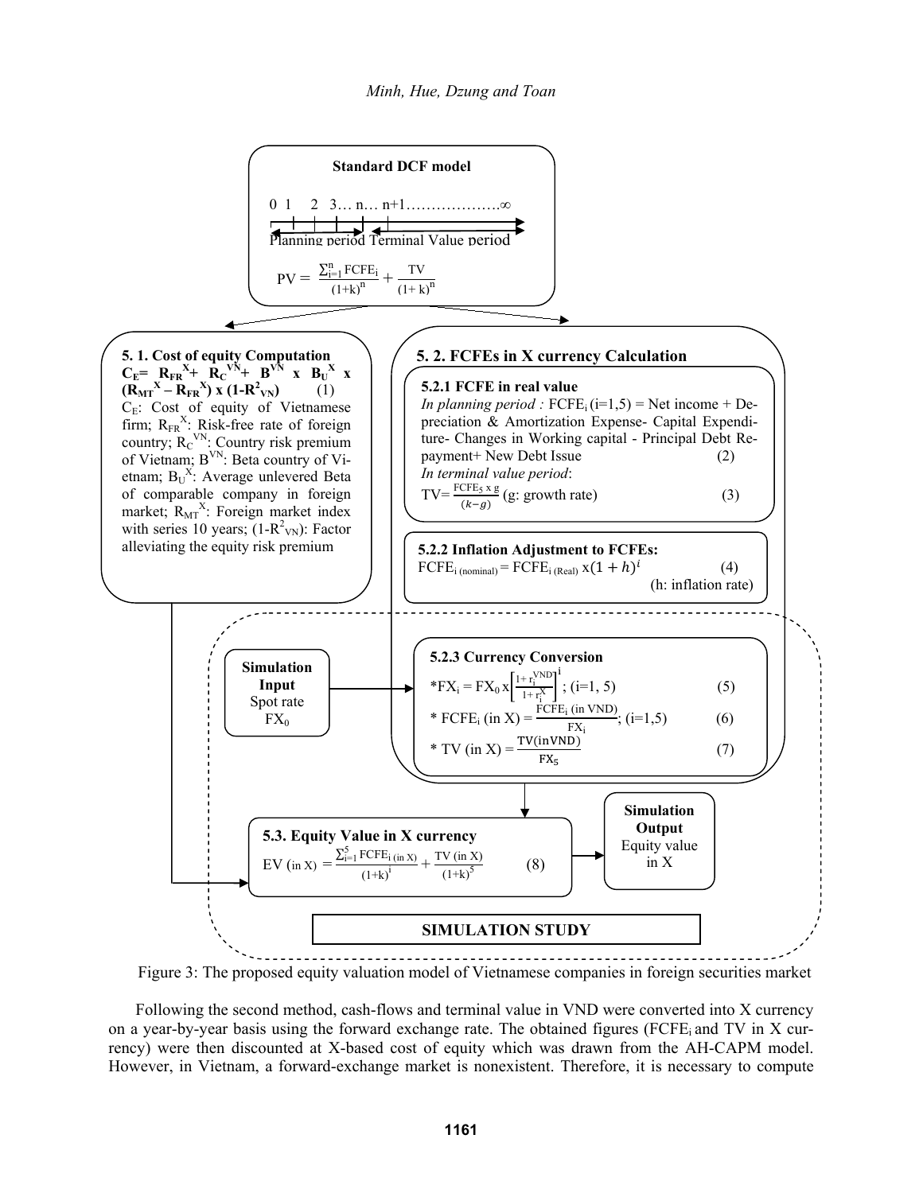**Standard DCF model**

0 1 2 3… n… n+1……………….∞

Planning period Terminal Value period

$$PV = \frac{\sum_{i=1}^{n} FCFE_i}{(1+k)^n} + \frac{TV}{(1+k)^n}$$

**5. 1. Cost of equity Computation**

$$C_E = R_{FR}^{X} + R_C^{VN} + B^{VN} \times B_U^{X} \times (R_{MT}^{X} - R_{FR}^{X}) \times (1 - R^2_{VN}) \quad (1)$$

$C_E$: Cost of equity of Vietnamese firm; $R_{FR}^{X}$: Risk-free rate of foreign country; $R_C^{VN}$: Country risk premium of Vietnam; $B^{VN}$: Beta country of Vietnam; $B_U^{X}$: Average unlevered Beta of comparable company in foreign market; $R_{MT}^{X}$: Foreign market index with series 10 years; $(1-R^2_{VN})$: Factor alleviating the equity risk premium

**5. 2. FCFEs in X currency Calculation**

**5.2.1 FCFE in real value**

*In planning period :* $FCFE_i$ (i=1,5) = Net income + Depreciation & Amortization Expense- Capital Expenditure- Changes in Working capital - Principal Debt Repayment+ New Debt Issue (2)

*In terminal value period*:

$$TV = \frac{FCFE_5 \times g}{(k-g)} \text{ (g: growth rate)} \quad (3)$$

**5.2.2 Inflation Adjustment to FCFEs:**

$$FCFE_{i\,(nominal)} = FCFE_{i\,(Real)} \times (1+h)^i \quad (4)$$

(h: inflation rate)

**Simulation Input**
Spot rate $FX_0$

**5.2.3 Currency Conversion**

$$*FX_i = FX_0 \times \left[\frac{1+r_i^{VND}}{1+r_i^{X}}\right]^i ; (i=1,5) \quad (5)$$

$$*\ FCFE_i \text{ (in X)} = \frac{FCFE_i \text{ (in VND)}}{FX_i} ; (i=1,5) \quad (6)$$

$$*\ TV \text{ (in X)} = \frac{TV(\text{in VND})}{FX_5} \quad (7)$$

**5.3. Equity Value in X currency**

$$EV_{\text{(in X)}} = \frac{\sum_{i=1}^{5} FCFE_{i\,\text{(in X)}}}{(1+k)^i} + \frac{TV \text{ (in X)}}{(1+k)^5} \quad (8)$$

**Simulation Output**
Equity value in X

**SIMULATION STUDY**

Figure 3: The proposed equity valuation model of Vietnamese companies in foreign securities market

Following the second method, cash-flows and terminal value in VND were converted into X currency on a year-by-year basis using the forward exchange rate. The obtained figures ($FCFE_i$ and TV in X currency) were then discounted at X-based cost of equity which was drawn from the AH-CAPM model. However, in Vietnam, a forward-exchange market is nonexistent. Therefore, it is necessary to compute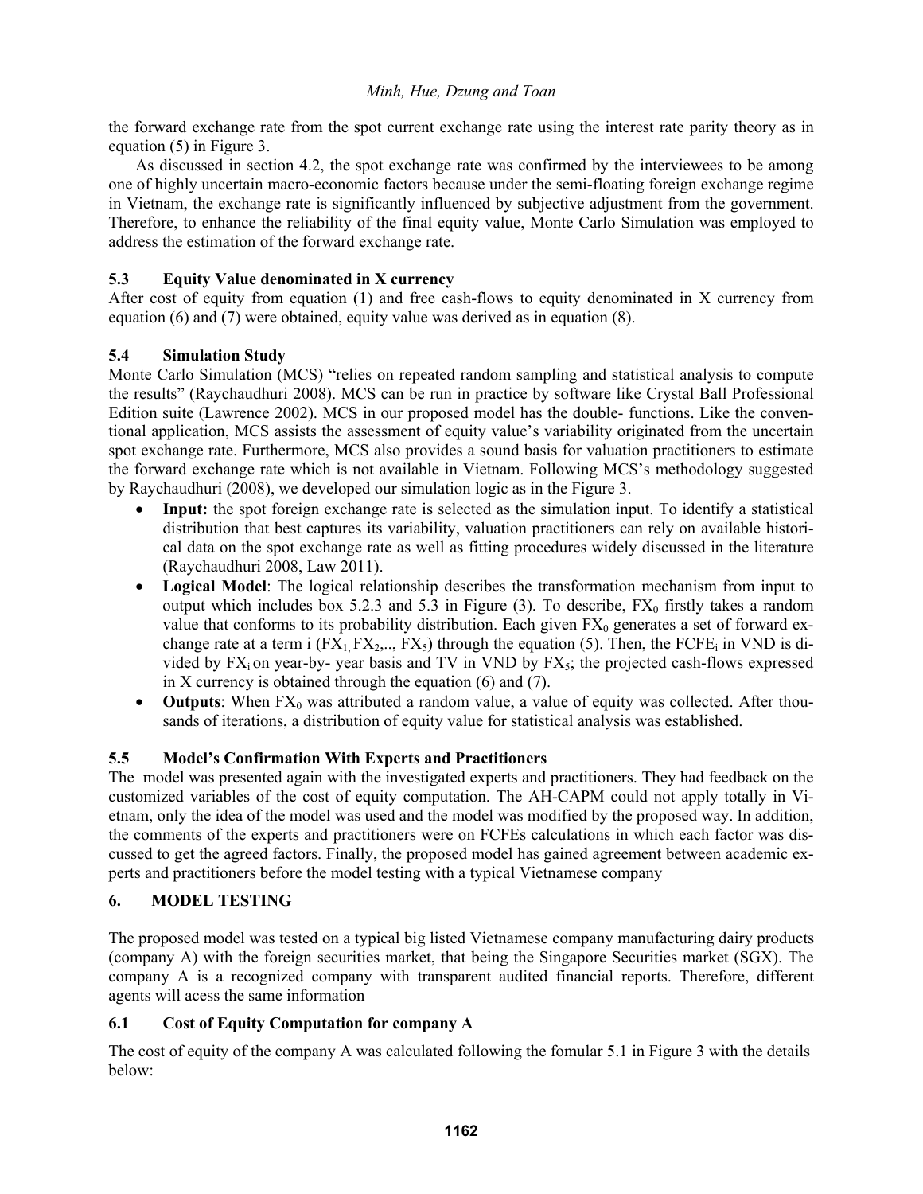the forward exchange rate from the spot current exchange rate using the interest rate parity theory as in equation (5) in Figure 3.

As discussed in section 4.2, the spot exchange rate was confirmed by the interviewees to be among one of highly uncertain macro-economic factors because under the semi-floating foreign exchange regime in Vietnam, the exchange rate is significantly influenced by subjective adjustment from the government. Therefore, to enhance the reliability of the final equity value, Monte Carlo Simulation was employed to address the estimation of the forward exchange rate.

### 5.3 Equity Value denominated in X currency

After cost of equity from equation (1) and free cash-flows to equity denominated in X currency from equation (6) and (7) were obtained, equity value was derived as in equation (8).

### 5.4 Simulation Study

Monte Carlo Simulation (MCS) "relies on repeated random sampling and statistical analysis to compute the results" (Raychaudhuri 2008). MCS can be run in practice by software like Crystal Ball Professional Edition suite (Lawrence 2002). MCS in our proposed model has the double- functions. Like the conventional application, MCS assists the assessment of equity value's variability originated from the uncertain spot exchange rate. Furthermore, MCS also provides a sound basis for valuation practitioners to estimate the forward exchange rate which is not available in Vietnam. Following MCS's methodology suggested by Raychaudhuri (2008), we developed our simulation logic as in the Figure 3.

- **Input:** the spot foreign exchange rate is selected as the simulation input. To identify a statistical distribution that best captures its variability, valuation practitioners can rely on available historical data on the spot exchange rate as well as fitting procedures widely discussed in the literature (Raychaudhuri 2008, Law 2011).
- **Logical Model**: The logical relationship describes the transformation mechanism from input to output which includes box 5.2.3 and 5.3 in Figure (3). To describe, $FX_0$ firstly takes a random value that conforms to its probability distribution. Each given $FX_0$ generates a set of forward exchange rate at a term i ($FX_1, FX_2,.., FX_5$) through the equation (5). Then, the $FCFE_i$ in VND is divided by $FX_i$ on year-by- year basis and TV in VND by $FX_5$; the projected cash-flows expressed in X currency is obtained through the equation (6) and (7).
- **Outputs**: When $FX_0$ was attributed a random value, a value of equity was collected. After thousands of iterations, a distribution of equity value for statistical analysis was established.

### 5.5 Model's Confirmation With Experts and Practitioners

The model was presented again with the investigated experts and practitioners. They had feedback on the customized variables of the cost of equity computation. The AH-CAPM could not apply totally in Vietnam, only the idea of the model was used and the model was modified by the proposed way. In addition, the comments of the experts and practitioners were on FCFEs calculations in which each factor was discussed to get the agreed factors. Finally, the proposed model has gained agreement between academic experts and practitioners before the model testing with a typical Vietnamese company

## 6. MODEL TESTING

The proposed model was tested on a typical big listed Vietnamese company manufacturing dairy products (company A) with the foreign securities market, that being the Singapore Securities market (SGX). The company A is a recognized company with transparent audited financial reports. Therefore, different agents will acess the same information

### 6.1 Cost of Equity Computation for company A

The cost of equity of the company A was calculated following the fomular 5.1 in Figure 3 with the details below: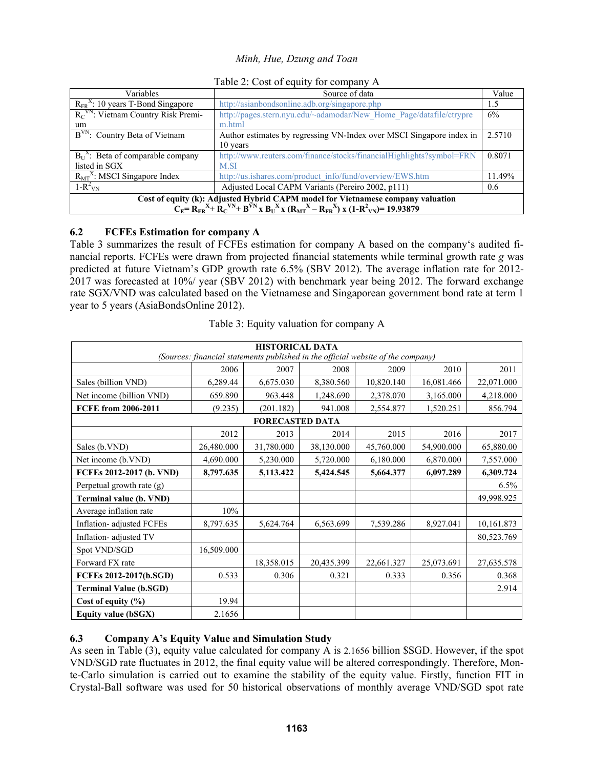Table 2: Cost of equity for company A

| Variables | Source of data | Value |
|---|---|---|
| $R_{FR}^{X}$: 10 years T-Bond Singapore | http://asianbondsonline.adb.org/singapore.php | 1.5 |
| $R_{C}^{VN}$: Vietnam Country Risk Premium | http://pages.stern.nyu.edu/~adamodar/New_Home_Page/datafile/ctrypre m.html | 6% |
| $B^{VN}$: Country Beta of Vietnam | Author estimates by regressing VN-Index over MSCI Singapore index in 10 years | 2.5710 |
| $B_{U}^{X}$: Beta of comparable company listed in SGX | http://www.reuters.com/finance/stocks/financialHighlights?symbol=FRN M.SI | 0.8071 |
| $R_{MT}^{X}$: MSCI Singapore Index | http://us.ishares.com/product_info/fund/overview/EWS.htm | 11.49% |
| $1-R^{2}_{VN}$ | Adjusted Local CAPM Variants (Pereiro 2002, p111) | 0.6 |
| **Cost of equity (k): Adjusted Hybrid CAPM model for Vietnamese company valuation** $C_{E}= R_{FR}^{X}+ R_{C}^{VN}+ B^{VN} \times B_{U}^{X} \times (R_{MT}^{X} - R_{FR}^{X}) \times (1-R^{2}_{VN})= 19.93879$ | | |

### 6.2 FCFEs Estimation for company A

Table 3 summarizes the result of FCFEs estimation for company A based on the company's audited financial reports. FCFEs were drawn from projected financial statements while terminal growth rate *g* was predicted at future Vietnam's GDP growth rate 6.5% (SBV 2012). The average inflation rate for 2012-2017 was forecasted at 10%/ year (SBV 2012) with benchmark year being 2012. The forward exchange rate SGX/VND was calculated based on the Vietnamese and Singaporean government bond rate at term 1 year to 5 years (AsiaBondsOnline 2012).

Table 3: Equity valuation for company A

| **HISTORICAL DATA** *(Sources: financial statements published in the official website of the company)* | | | | | | |
|---|---|---|---|---|---|---|
| | 2006 | 2007 | 2008 | 2009 | 2010 | 2011 |
| Sales (billion VND) | 6,289.44 | 6,675.030 | 8,380.560 | 10,820.140 | 16,081.466 | 22,071.000 |
| Net income (billion VND) | 659.890 | 963.448 | 1,248.690 | 2,378.070 | 3,165.000 | 4,218.000 |
| **FCFE from 2006-2011** | (9.235) | (201.182) | 941.008 | 2,554.877 | 1,520.251 | 856.794 |
| **FORECASTED DATA** | | | | | | |
| | 2012 | 2013 | 2014 | 2015 | 2016 | 2017 |
| Sales (b.VND) | 26,480.000 | 31,780.000 | 38,130.000 | 45,760.000 | 54,900.000 | 65,880.00 |
| Net income (b.VND) | 4,690.000 | 5,230.000 | 5,720.000 | 6,180.000 | 6,870.000 | 7,557.000 |
| **FCFEs 2012-2017 (b. VND)** | **8,797.635** | **5,113.422** | **5,424.545** | **5,664.377** | **6,097.289** | **6,309.724** |
| Perpetual growth rate (g) | | | | | | 6.5% |
| **Terminal value (b. VND)** | | | | | | 49,998.925 |
| Average inflation rate | 10% | | | | | |
| Inflation- adjusted FCFEs | 8,797.635 | 5,624.764 | 6,563.699 | 7,539.286 | 8,927.041 | 10,161.873 |
| Inflation- adjusted TV | | | | | | 80,523.769 |
| Spot VND/SGD | 16,509.000 | | | | | |
| Forward FX rate | | 18,358.015 | 20,435.399 | 22,661.327 | 25,073.691 | 27,635.578 |
| **FCFEs 2012-2017(b.SGD)** | 0.533 | 0.306 | 0.321 | 0.333 | 0.356 | 0.368 |
| **Terminal Value (b.SGD)** | | | | | | 2.914 |
| **Cost of equity (%)** | 19.94 | | | | | |
| **Equity value (bSGX)** | 2.1656 | | | | | |

### 6.3 Company A's Equity Value and Simulation Study

As seen in Table (3), equity value calculated for company A is 2.1656 billion $SGD. However, if the spot VND/SGD rate fluctuates in 2012, the final equity value will be altered correspondingly. Therefore, Monte-Carlo simulation is carried out to examine the stability of the equity value. Firstly, function FIT in Crystal-Ball software was used for 50 historical observations of monthly average VND/SGD spot rate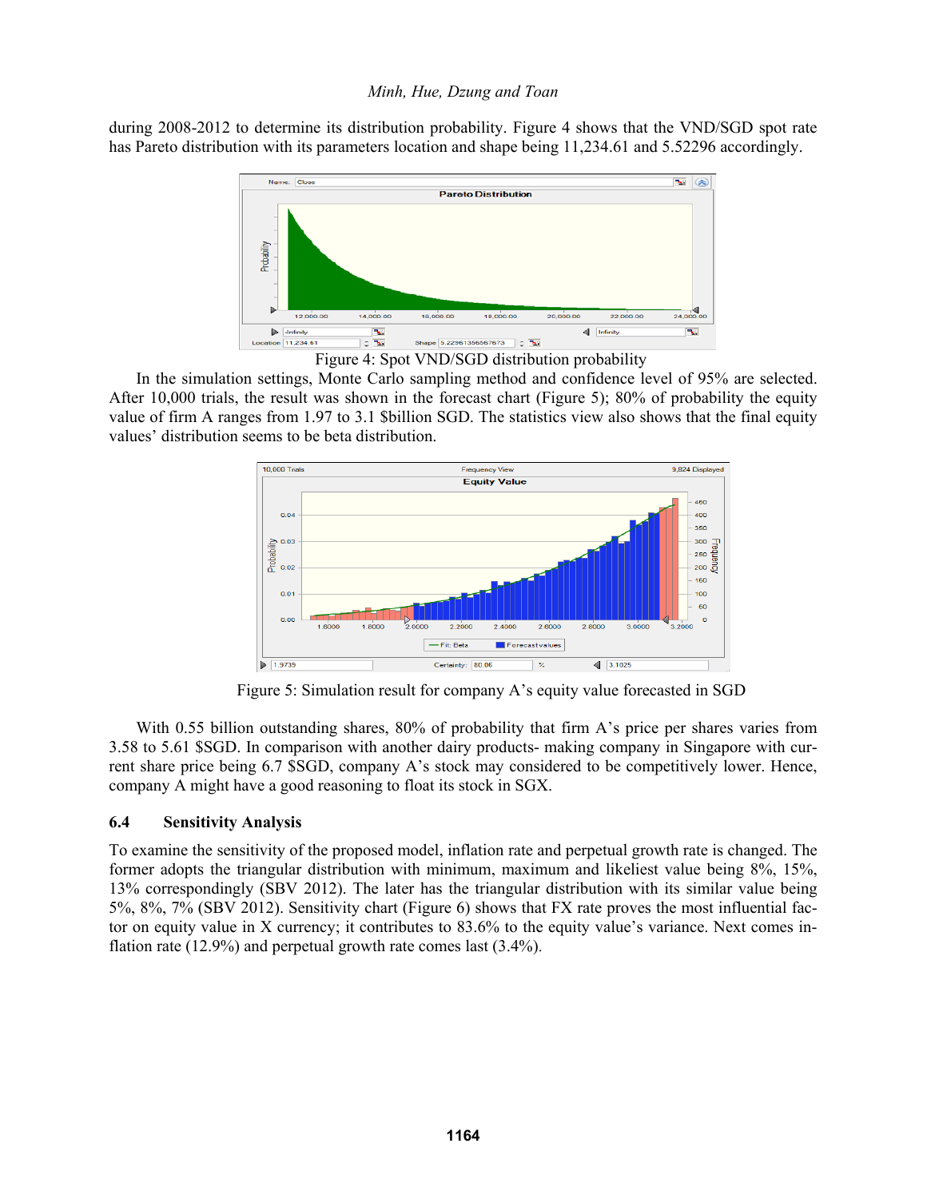during 2008-2012 to determine its distribution probability. Figure 4 shows that the VND/SGD spot rate has Pareto distribution with its parameters location and shape being 11,234.61 and 5.52296 accordingly.

Figure 4: Spot VND/SGD distribution probability

In the simulation settings, Monte Carlo sampling method and confidence level of 95% are selected. After 10,000 trials, the result was shown in the forecast chart (Figure 5); 80% of probability the equity value of firm A ranges from 1.97 to 3.1 $billion SGD. The statistics view also shows that the final equity values' distribution seems to be beta distribution.

Figure 5: Simulation result for company A's equity value forecasted in SGD

With 0.55 billion outstanding shares, 80% of probability that firm A's price per shares varies from 3.58 to 5.61 $SGD. In comparison with another dairy products- making company in Singapore with current share price being 6.7 $SGD, company A's stock may considered to be competitively lower. Hence, company A might have a good reasoning to float its stock in SGX.

### 6.4 Sensitivity Analysis

To examine the sensitivity of the proposed model, inflation rate and perpetual growth rate is changed. The former adopts the triangular distribution with minimum, maximum and likeliest value being 8%, 15%, 13% correspondingly (SBV 2012). The later has the triangular distribution with its similar value being 5%, 8%, 7% (SBV 2012). Sensitivity chart (Figure 6) shows that FX rate proves the most influential factor on equity value in X currency; it contributes to 83.6% to the equity value's variance. Next comes inflation rate (12.9%) and perpetual growth rate comes last (3.4%).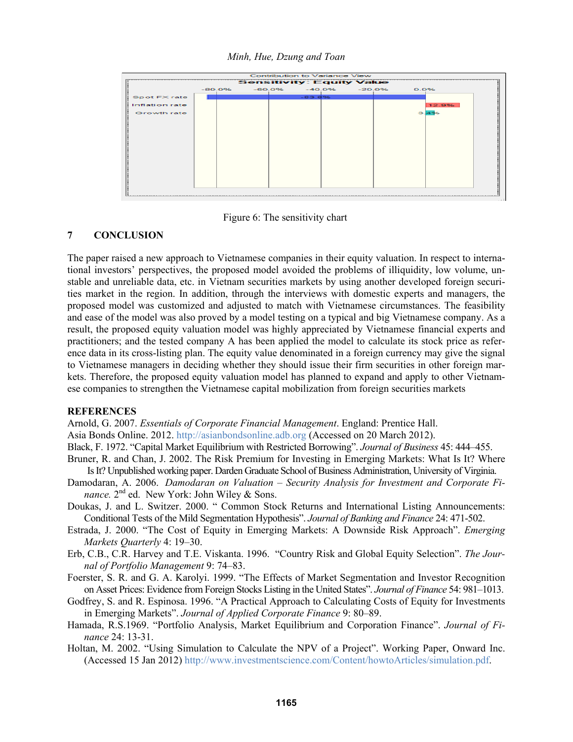Figure 6: The sensitivity chart

## 7 CONCLUSION

The paper raised a new approach to Vietnamese companies in their equity valuation. In respect to international investors' perspectives, the proposed model avoided the problems of illiquidity, low volume, unstable and unreliable data, etc. in Vietnam securities markets by using another developed foreign securities market in the region. In addition, through the interviews with domestic experts and managers, the proposed model was customized and adjusted to match with Vietnamese circumstances. The feasibility and ease of the model was also proved by a model testing on a typical and big Vietnamese company. As a result, the proposed equity valuation model was highly appreciated by Vietnamese financial experts and practitioners; and the tested company A has been applied the model to calculate its stock price as reference data in its cross-listing plan. The equity value denominated in a foreign currency may give the signal to Vietnamese managers in deciding whether they should issue their firm securities in other foreign markets. Therefore, the proposed equity valuation model has planned to expand and apply to other Vietnamese companies to strengthen the Vietnamese capital mobilization from foreign securities markets

## REFERENCES

Arnold, G. 2007. *Essentials of Corporate Financial Management*. England: Prentice Hall.

Asia Bonds Online. 2012. http://asianbondsonline.adb.org (Accessed on 20 March 2012).

Black, F. 1972. "Capital Market Equilibrium with Restricted Borrowing". *Journal of Business* 45: 444–455.

Bruner, R. and Chan, J. 2002. The Risk Premium for Investing in Emerging Markets: What Is It? Where Is It? Unpublished working paper. Darden Graduate School of Business Administration, University of Virginia.

Damodaran, A. 2006. *Damodaran on Valuation – Security Analysis for Investment and Corporate Finance.* 2nd ed. New York: John Wiley & Sons.

Doukas, J. and L. Switzer. 2000. " Common Stock Returns and International Listing Announcements: Conditional Tests of the Mild Segmentation Hypothesis". *Journal of Banking and Finance* 24: 471-502.

Estrada, J. 2000. "The Cost of Equity in Emerging Markets: A Downside Risk Approach". *Emerging Markets Quarterly* 4: 19–30.

Erb, C.B., C.R. Harvey and T.E. Viskanta. 1996. "Country Risk and Global Equity Selection". *The Journal of Portfolio Management* 9: 74–83.

Foerster, S. R. and G. A. Karolyi. 1999. "The Effects of Market Segmentation and Investor Recognition on Asset Prices: Evidence from Foreign Stocks Listing in the United States". *Journal of Finance* 54: 981–1013.

Godfrey, S. and R. Espinosa. 1996. "A Practical Approach to Calculating Costs of Equity for Investments in Emerging Markets". *Journal of Applied Corporate Finance* 9: 80–89.

Hamada, R.S.1969. "Portfolio Analysis, Market Equilibrium and Corporation Finance". *Journal of Finance* 24: 13-31.

Holtan, M. 2002. "Using Simulation to Calculate the NPV of a Project". Working Paper, Onward Inc. (Accessed 15 Jan 2012) http://www.investmentscience.com/Content/howtoArticles/simulation.pdf.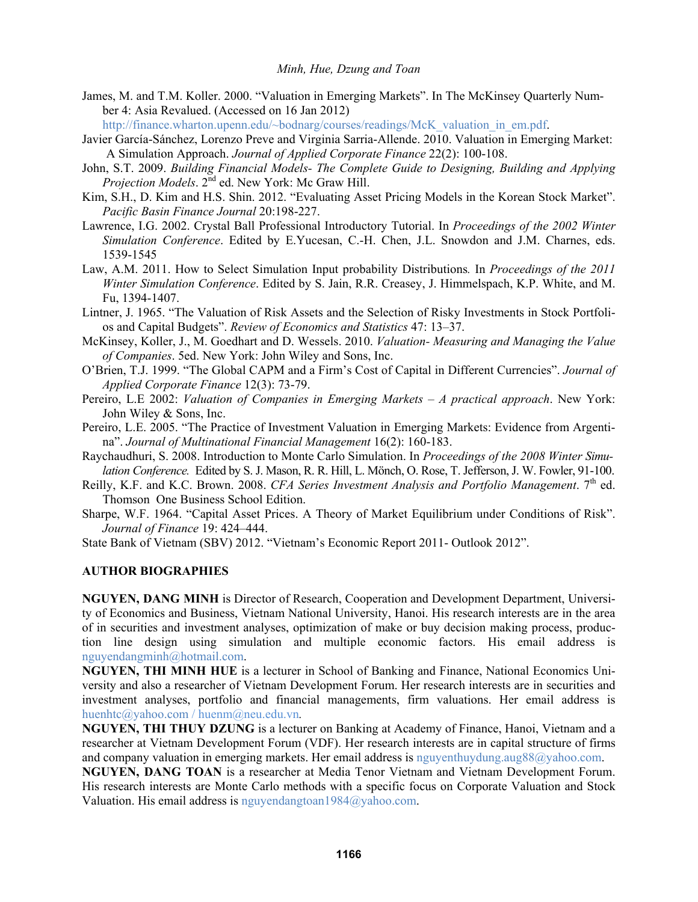James, M. and T.M. Koller. 2000. "Valuation in Emerging Markets". In The McKinsey Quarterly Number 4: Asia Revalued. (Accessed on 16 Jan 2012) http://finance.wharton.upenn.edu/~bodnarg/courses/readings/McK_valuation_in_em.pdf.

Javier García-Sánchez, Lorenzo Preve and Virginia Sarria-Allende. 2010. Valuation in Emerging Market: A Simulation Approach. *Journal of Applied Corporate Finance* 22(2): 100-108.

John, S.T. 2009. *Building Financial Models- The Complete Guide to Designing, Building and Applying Projection Models*. 2nd ed. New York: Mc Graw Hill.

Kim, S.H., D. Kim and H.S. Shin. 2012. "Evaluating Asset Pricing Models in the Korean Stock Market". *Pacific Basin Finance Journal* 20:198-227.

Lawrence, I.G. 2002. Crystal Ball Professional Introductory Tutorial. In *Proceedings of the 2002 Winter Simulation Conference*. Edited by E.Yucesan, C.-H. Chen, J.L. Snowdon and J.M. Charnes, eds. 1539-1545

Law, A.M. 2011. How to Select Simulation Input probability Distributions. In *Proceedings of the 2011 Winter Simulation Conference*. Edited by S. Jain, R.R. Creasey, J. Himmelspach, K.P. White, and M. Fu, 1394-1407.

Lintner, J. 1965. "The Valuation of Risk Assets and the Selection of Risky Investments in Stock Portfolios and Capital Budgets". *Review of Economics and Statistics* 47: 13–37.

McKinsey, Koller, J., M. Goedhart and D. Wessels. 2010. *Valuation- Measuring and Managing the Value of Companies*. 5ed. New York: John Wiley and Sons, Inc.

O'Brien, T.J. 1999. "The Global CAPM and a Firm's Cost of Capital in Different Currencies". *Journal of Applied Corporate Finance* 12(3): 73-79.

Pereiro, L.E 2002: *Valuation of Companies in Emerging Markets – A practical approach*. New York: John Wiley & Sons, Inc.

Pereiro, L.E. 2005. "The Practice of Investment Valuation in Emerging Markets: Evidence from Argentina". *Journal of Multinational Financial Management* 16(2): 160-183.

Raychaudhuri, S. 2008. Introduction to Monte Carlo Simulation. In *Proceedings of the 2008 Winter Simulation Conference.* Edited by S. J. Mason, R. R. Hill, L. Mönch, O. Rose, T. Jefferson, J. W. Fowler, 91-100.

Reilly, K.F. and K.C. Brown. 2008. *CFA Series Investment Analysis and Portfolio Management*. 7th ed. Thomson One Business School Edition.

Sharpe, W.F. 1964. "Capital Asset Prices. A Theory of Market Equilibrium under Conditions of Risk". *Journal of Finance* 19: 424–444.

State Bank of Vietnam (SBV) 2012. "Vietnam's Economic Report 2011- Outlook 2012".

## AUTHOR BIOGRAPHIES

**NGUYEN, DANG MINH** is Director of Research, Cooperation and Development Department, University of Economics and Business, Vietnam National University, Hanoi. His research interests are in the area of in securities and investment analyses, optimization of make or buy decision making process, production line design using simulation and multiple economic factors. His email address is nguyendangminh@hotmail.com.

**NGUYEN, THI MINH HUE** is a lecturer in School of Banking and Finance, National Economics University and also a researcher of Vietnam Development Forum. Her research interests are in securities and investment analyses, portfolio and financial managements, firm valuations. Her email address is huenhtc@yahoo.com / huenm@neu.edu.vn.

**NGUYEN, THI THUY DZUNG** is a lecturer on Banking at Academy of Finance, Hanoi, Vietnam and a researcher at Vietnam Development Forum (VDF). Her research interests are in capital structure of firms and company valuation in emerging markets. Her email address is nguyenthuydung.aug88@yahoo.com.

**NGUYEN, DANG TOAN** is a researcher at Media Tenor Vietnam and Vietnam Development Forum. His research interests are Monte Carlo methods with a specific focus on Corporate Valuation and Stock Valuation. His email address is nguyendangtoan1984@yahoo.com.